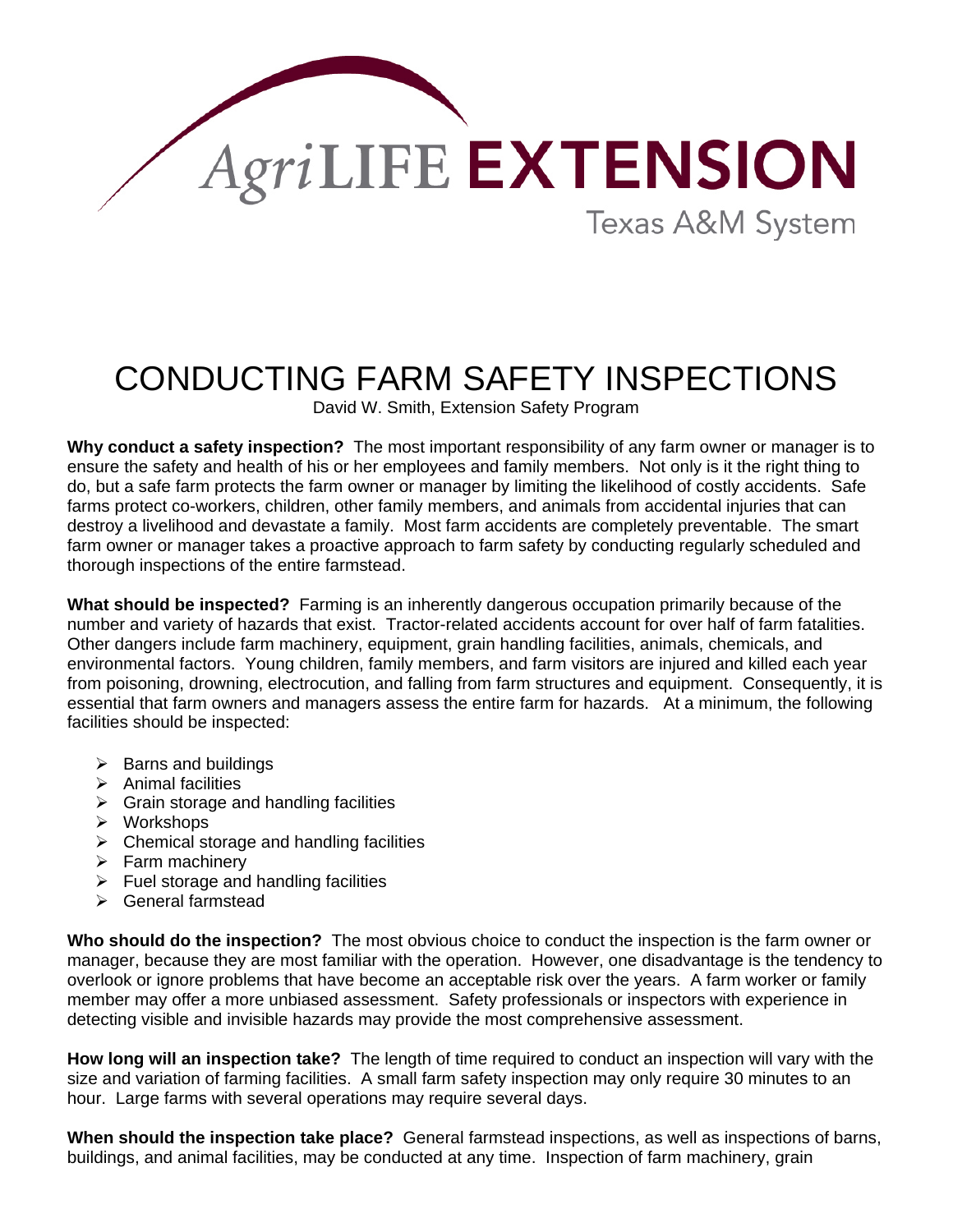AgriLIFE EXTENSION
Texas A&M System

# CONDUCTING FARM SAFETY INSPECTIONS

David W. Smith, Extension Safety Program

**Why conduct a safety inspection?** The most important responsibility of any farm owner or manager is to ensure the safety and health of his or her employees and family members. Not only is it the right thing to do, but a safe farm protects the farm owner or manager by limiting the likelihood of costly accidents. Safe farms protect co-workers, children, other family members, and animals from accidental injuries that can destroy a livelihood and devastate a family. Most farm accidents are completely preventable. The smart farm owner or manager takes a proactive approach to farm safety by conducting regularly scheduled and thorough inspections of the entire farmstead.

**What should be inspected?** Farming is an inherently dangerous occupation primarily because of the number and variety of hazards that exist. Tractor-related accidents account for over half of farm fatalities. Other dangers include farm machinery, equipment, grain handling facilities, animals, chemicals, and environmental factors. Young children, family members, and farm visitors are injured and killed each year from poisoning, drowning, electrocution, and falling from farm structures and equipment. Consequently, it is essential that farm owners and managers assess the entire farm for hazards. At a minimum, the following facilities should be inspected:

- Barns and buildings
- Animal facilities
- Grain storage and handling facilities
- Workshops
- Chemical storage and handling facilities
- Farm machinery
- Fuel storage and handling facilities
- General farmstead

**Who should do the inspection?** The most obvious choice to conduct the inspection is the farm owner or manager, because they are most familiar with the operation. However, one disadvantage is the tendency to overlook or ignore problems that have become an acceptable risk over the years. A farm worker or family member may offer a more unbiased assessment. Safety professionals or inspectors with experience in detecting visible and invisible hazards may provide the most comprehensive assessment.

**How long will an inspection take?** The length of time required to conduct an inspection will vary with the size and variation of farming facilities. A small farm safety inspection may only require 30 minutes to an hour. Large farms with several operations may require several days.

**When should the inspection take place?** General farmstead inspections, as well as inspections of barns, buildings, and animal facilities, may be conducted at any time. Inspection of farm machinery, grain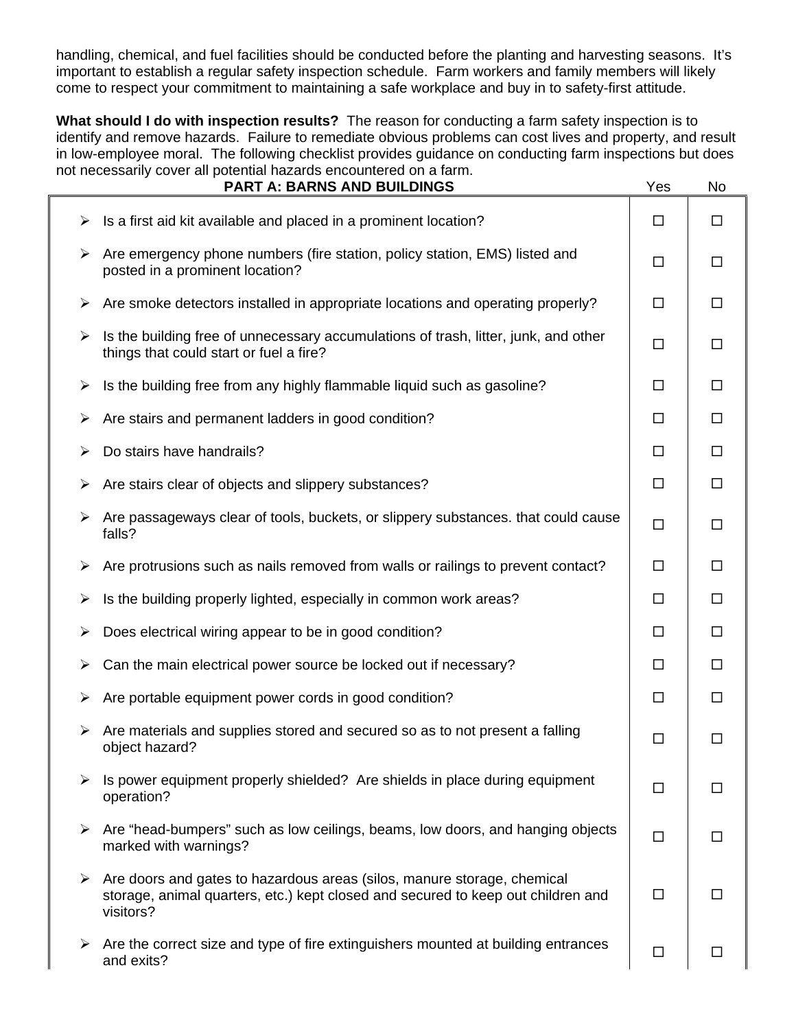handling, chemical, and fuel facilities should be conducted before the planting and harvesting seasons. It's important to establish a regular safety inspection schedule. Farm workers and family members will likely come to respect your commitment to maintaining a safe workplace and buy in to safety-first attitude.

**What should I do with inspection results?** The reason for conducting a farm safety inspection is to identify and remove hazards. Failure to remediate obvious problems can cost lives and property, and result in low-employee moral. The following checklist provides guidance on conducting farm inspections but does not necessarily cover all potential hazards encountered on a farm.

| PART A: BARNS AND BUILDINGS | Yes | No |
|---|---|---|
| ➢ Is a first aid kit available and placed in a prominent location? | ☐ | ☐ |
| ➢ Are emergency phone numbers (fire station, policy station, EMS) listed and posted in a prominent location? | ☐ | ☐ |
| ➢ Are smoke detectors installed in appropriate locations and operating properly? | ☐ | ☐ |
| ➢ Is the building free of unnecessary accumulations of trash, litter, junk, and other things that could start or fuel a fire? | ☐ | ☐ |
| ➢ Is the building free from any highly flammable liquid such as gasoline? | ☐ | ☐ |
| ➢ Are stairs and permanent ladders in good condition? | ☐ | ☐ |
| ➢ Do stairs have handrails? | ☐ | ☐ |
| ➢ Are stairs clear of objects and slippery substances? | ☐ | ☐ |
| ➢ Are passageways clear of tools, buckets, or slippery substances. that could cause falls? | ☐ | ☐ |
| ➢ Are protrusions such as nails removed from walls or railings to prevent contact? | ☐ | ☐ |
| ➢ Is the building properly lighted, especially in common work areas? | ☐ | ☐ |
| ➢ Does electrical wiring appear to be in good condition? | ☐ | ☐ |
| ➢ Can the main electrical power source be locked out if necessary? | ☐ | ☐ |
| ➢ Are portable equipment power cords in good condition? | ☐ | ☐ |
| ➢ Are materials and supplies stored and secured so as to not present a falling object hazard? | ☐ | ☐ |
| ➢ Is power equipment properly shielded? Are shields in place during equipment operation? | ☐ | ☐ |
| ➢ Are "head-bumpers" such as low ceilings, beams, low doors, and hanging objects marked with warnings? | ☐ | ☐ |
| ➢ Are doors and gates to hazardous areas (silos, manure storage, chemical storage, animal quarters, etc.) kept closed and secured to keep out children and visitors? | ☐ | ☐ |
| ➢ Are the correct size and type of fire extinguishers mounted at building entrances and exits? | ☐ | ☐ |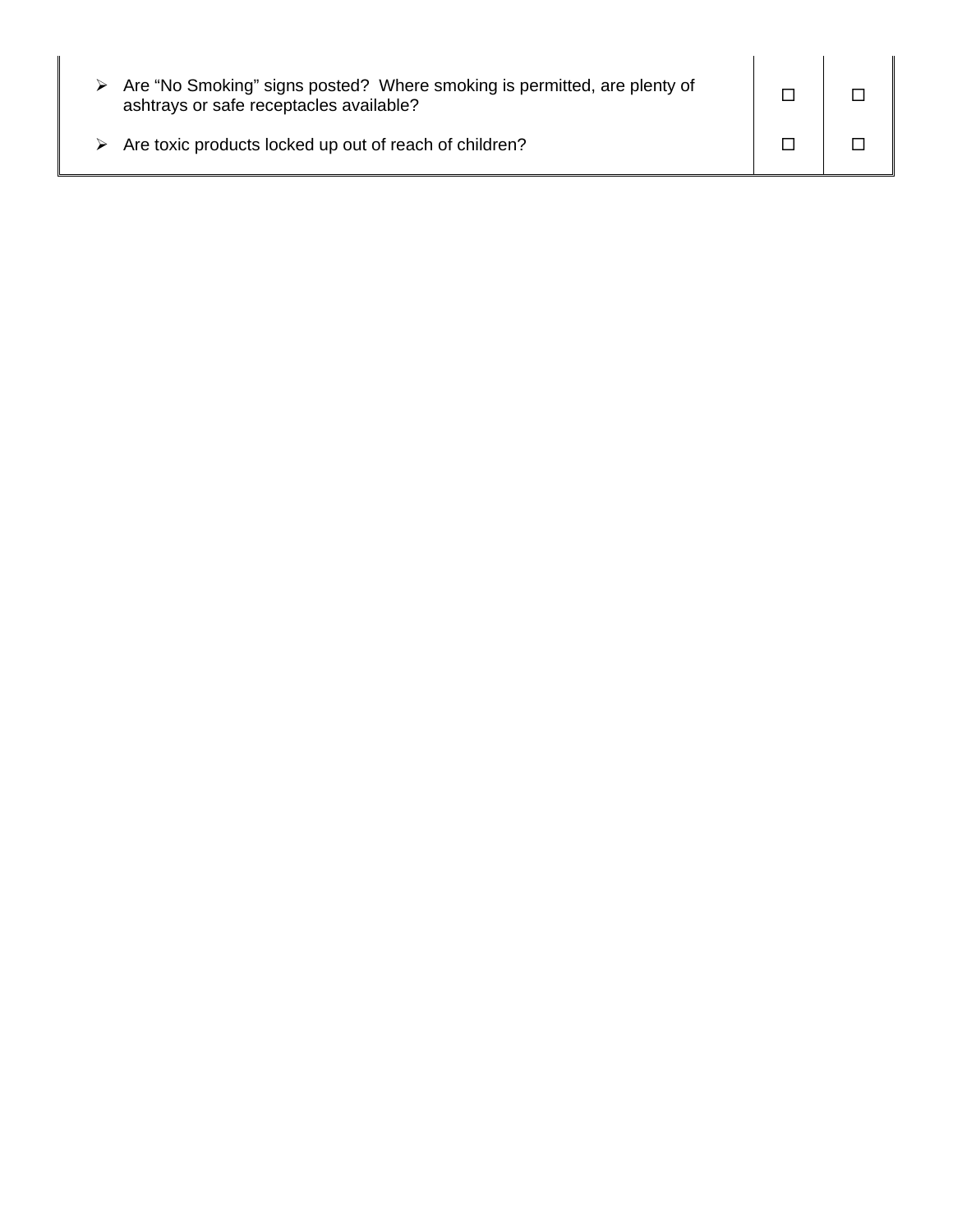| | | |
|---|---|---|
| ➢ Are “No Smoking” signs posted? Where smoking is permitted, are plenty of ashtrays or safe receptacles available? | ☐ | ☐ |
| ➢ Are toxic products locked up out of reach of children? | ☐ | ☐ |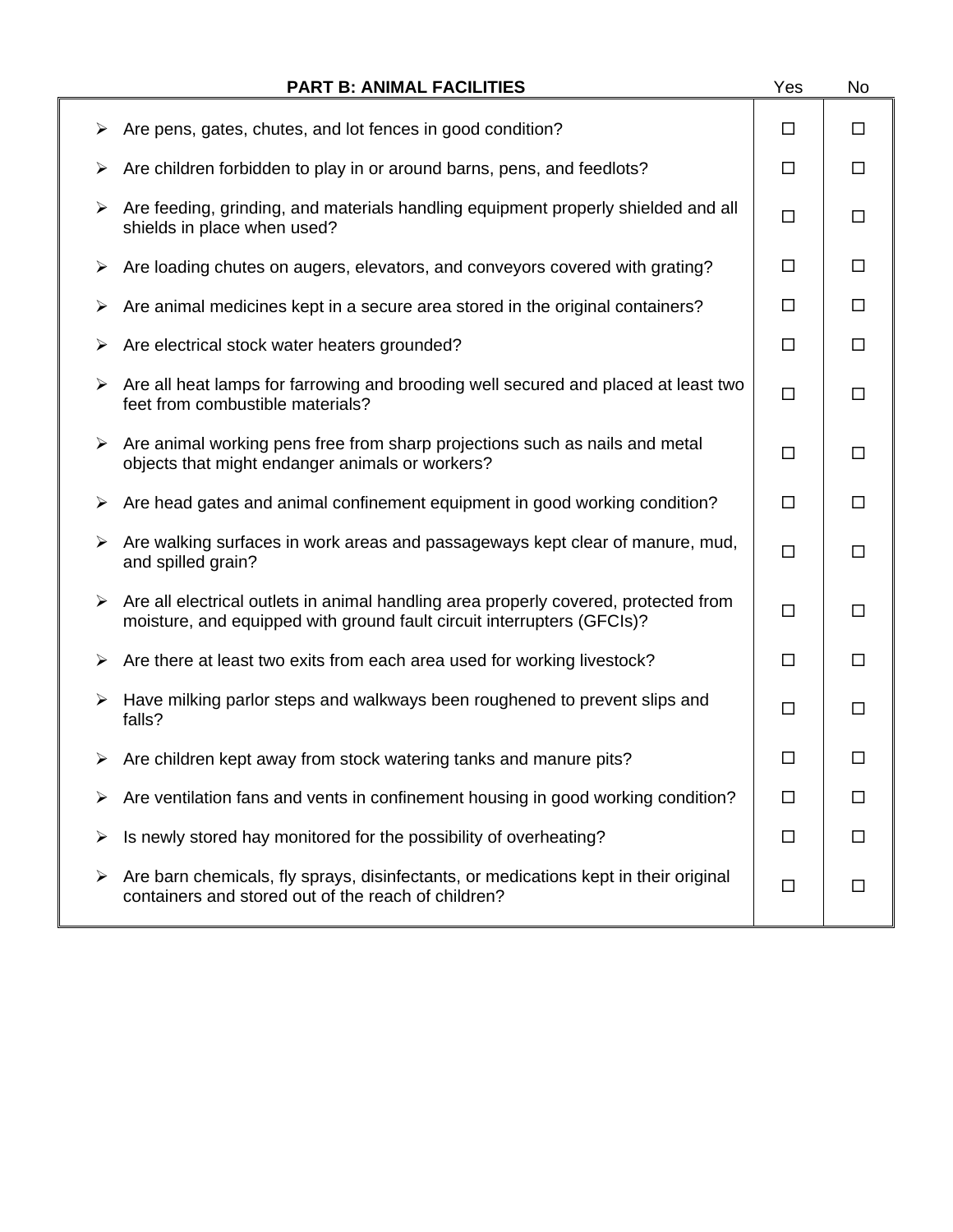| PART B: ANIMAL FACILITIES | Yes | No |
|---|---|---|
| ➢ Are pens, gates, chutes, and lot fences in good condition? | ☐ | ☐ |
| ➢ Are children forbidden to play in or around barns, pens, and feedlots? | ☐ | ☐ |
| ➢ Are feeding, grinding, and materials handling equipment properly shielded and all shields in place when used? | ☐ | ☐ |
| ➢ Are loading chutes on augers, elevators, and conveyors covered with grating? | ☐ | ☐ |
| ➢ Are animal medicines kept in a secure area stored in the original containers? | ☐ | ☐ |
| ➢ Are electrical stock water heaters grounded? | ☐ | ☐ |
| ➢ Are all heat lamps for farrowing and brooding well secured and placed at least two feet from combustible materials? | ☐ | ☐ |
| ➢ Are animal working pens free from sharp projections such as nails and metal objects that might endanger animals or workers? | ☐ | ☐ |
| ➢ Are head gates and animal confinement equipment in good working condition? | ☐ | ☐ |
| ➢ Are walking surfaces in work areas and passageways kept clear of manure, mud, and spilled grain? | ☐ | ☐ |
| ➢ Are all electrical outlets in animal handling area properly covered, protected from moisture, and equipped with ground fault circuit interrupters (GFCIs)? | ☐ | ☐ |
| ➢ Are there at least two exits from each area used for working livestock? | ☐ | ☐ |
| ➢ Have milking parlor steps and walkways been roughened to prevent slips and falls? | ☐ | ☐ |
| ➢ Are children kept away from stock watering tanks and manure pits? | ☐ | ☐ |
| ➢ Are ventilation fans and vents in confinement housing in good working condition? | ☐ | ☐ |
| ➢ Is newly stored hay monitored for the possibility of overheating? | ☐ | ☐ |
| ➢ Are barn chemicals, fly sprays, disinfectants, or medications kept in their original containers and stored out of the reach of children? | ☐ | ☐ |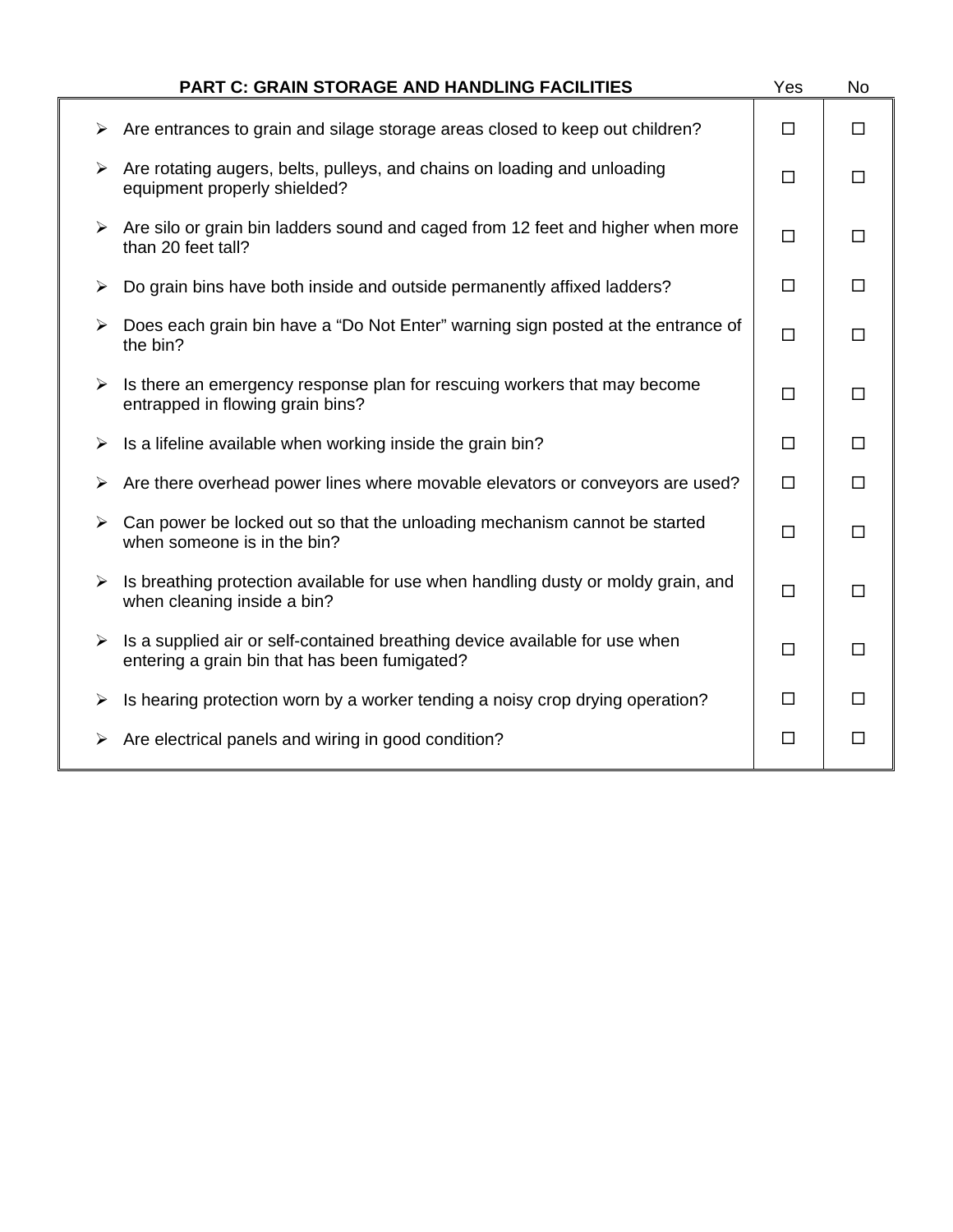| PART C: GRAIN STORAGE AND HANDLING FACILITIES | Yes | No |
|---|---|---|
| ➢ Are entrances to grain and silage storage areas closed to keep out children? | ☐ | ☐ |
| ➢ Are rotating augers, belts, pulleys, and chains on loading and unloading equipment properly shielded? | ☐ | ☐ |
| ➢ Are silo or grain bin ladders sound and caged from 12 feet and higher when more than 20 feet tall? | ☐ | ☐ |
| ➢ Do grain bins have both inside and outside permanently affixed ladders? | ☐ | ☐ |
| ➢ Does each grain bin have a "Do Not Enter" warning sign posted at the entrance of the bin? | ☐ | ☐ |
| ➢ Is there an emergency response plan for rescuing workers that may become entrapped in flowing grain bins? | ☐ | ☐ |
| ➢ Is a lifeline available when working inside the grain bin? | ☐ | ☐ |
| ➢ Are there overhead power lines where movable elevators or conveyors are used? | ☐ | ☐ |
| ➢ Can power be locked out so that the unloading mechanism cannot be started when someone is in the bin? | ☐ | ☐ |
| ➢ Is breathing protection available for use when handling dusty or moldy grain, and when cleaning inside a bin? | ☐ | ☐ |
| ➢ Is a supplied air or self-contained breathing device available for use when entering a grain bin that has been fumigated? | ☐ | ☐ |
| ➢ Is hearing protection worn by a worker tending a noisy crop drying operation? | ☐ | ☐ |
| ➢ Are electrical panels and wiring in good condition? | ☐ | ☐ |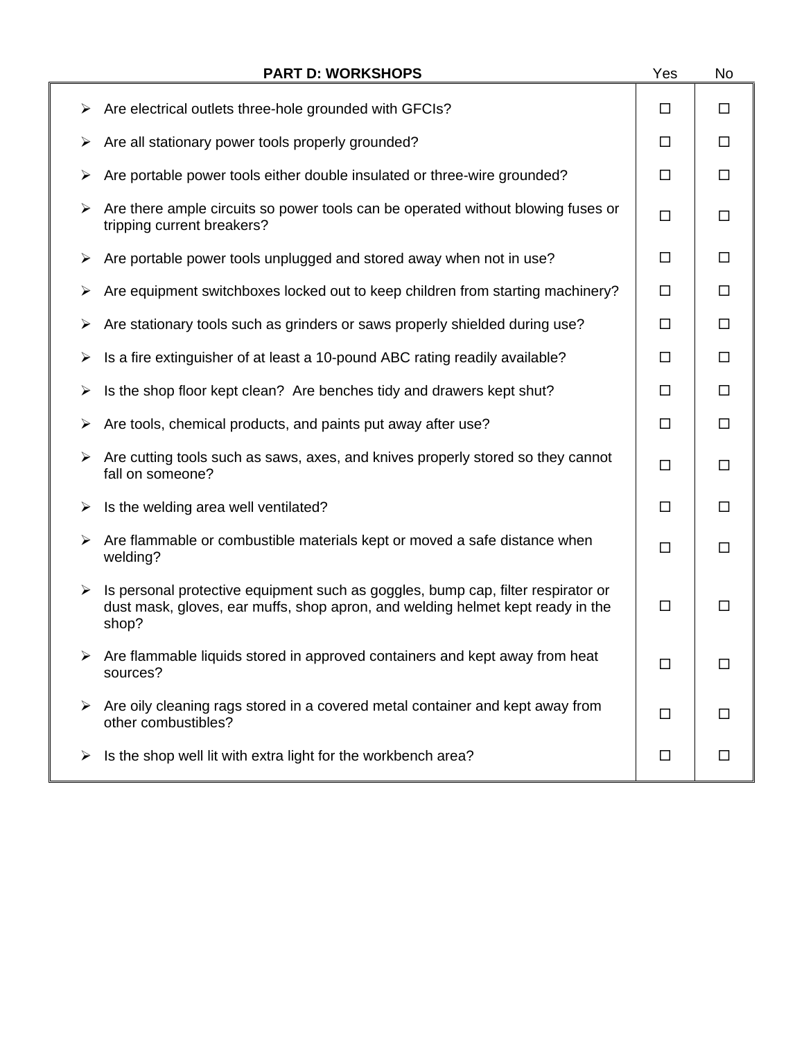| PART D: WORKSHOPS | Yes | No |
|---|---|---|
| ➢ Are electrical outlets three-hole grounded with GFCIs? | ☐ | ☐ |
| ➢ Are all stationary power tools properly grounded? | ☐ | ☐ |
| ➢ Are portable power tools either double insulated or three-wire grounded? | ☐ | ☐ |
| ➢ Are there ample circuits so power tools can be operated without blowing fuses or tripping current breakers? | ☐ | ☐ |
| ➢ Are portable power tools unplugged and stored away when not in use? | ☐ | ☐ |
| ➢ Are equipment switchboxes locked out to keep children from starting machinery? | ☐ | ☐ |
| ➢ Are stationary tools such as grinders or saws properly shielded during use? | ☐ | ☐ |
| ➢ Is a fire extinguisher of at least a 10-pound ABC rating readily available? | ☐ | ☐ |
| ➢ Is the shop floor kept clean? Are benches tidy and drawers kept shut? | ☐ | ☐ |
| ➢ Are tools, chemical products, and paints put away after use? | ☐ | ☐ |
| ➢ Are cutting tools such as saws, axes, and knives properly stored so they cannot fall on someone? | ☐ | ☐ |
| ➢ Is the welding area well ventilated? | ☐ | ☐ |
| ➢ Are flammable or combustible materials kept or moved a safe distance when welding? | ☐ | ☐ |
| ➢ Is personal protective equipment such as goggles, bump cap, filter respirator or dust mask, gloves, ear muffs, shop apron, and welding helmet kept ready in the shop? | ☐ | ☐ |
| ➢ Are flammable liquids stored in approved containers and kept away from heat sources? | ☐ | ☐ |
| ➢ Are oily cleaning rags stored in a covered metal container and kept away from other combustibles? | ☐ | ☐ |
| ➢ Is the shop well lit with extra light for the workbench area? | ☐ | ☐ |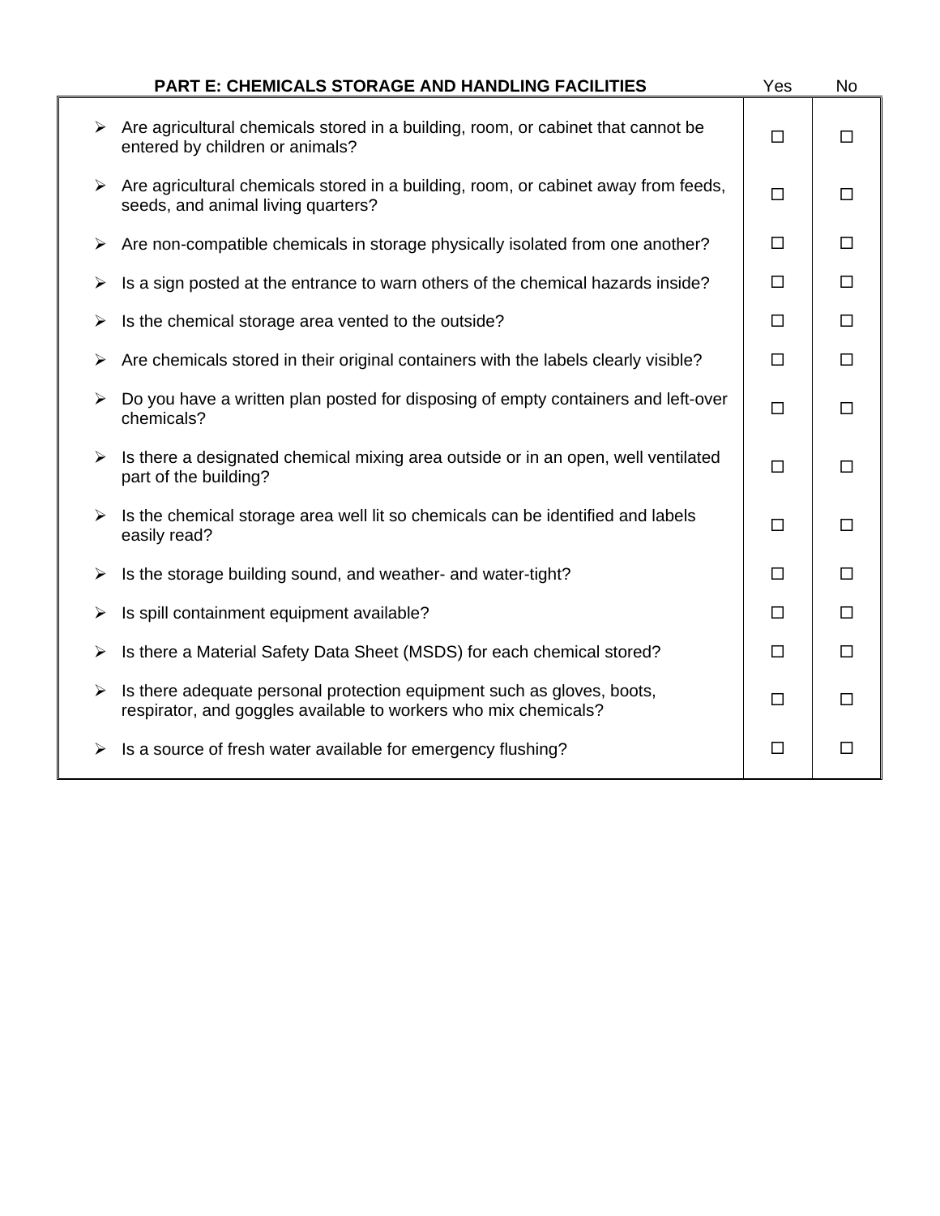| PART E: CHEMICALS STORAGE AND HANDLING FACILITIES | Yes | No |
|---|---|---|
| ➢ Are agricultural chemicals stored in a building, room, or cabinet that cannot be entered by children or animals? | ☐ | ☐ |
| ➢ Are agricultural chemicals stored in a building, room, or cabinet away from feeds, seeds, and animal living quarters? | ☐ | ☐ |
| ➢ Are non-compatible chemicals in storage physically isolated from one another? | ☐ | ☐ |
| ➢ Is a sign posted at the entrance to warn others of the chemical hazards inside? | ☐ | ☐ |
| ➢ Is the chemical storage area vented to the outside? | ☐ | ☐ |
| ➢ Are chemicals stored in their original containers with the labels clearly visible? | ☐ | ☐ |
| ➢ Do you have a written plan posted for disposing of empty containers and left-over chemicals? | ☐ | ☐ |
| ➢ Is there a designated chemical mixing area outside or in an open, well ventilated part of the building? | ☐ | ☐ |
| ➢ Is the chemical storage area well lit so chemicals can be identified and labels easily read? | ☐ | ☐ |
| ➢ Is the storage building sound, and weather- and water-tight? | ☐ | ☐ |
| ➢ Is spill containment equipment available? | ☐ | ☐ |
| ➢ Is there a Material Safety Data Sheet (MSDS) for each chemical stored? | ☐ | ☐ |
| ➢ Is there adequate personal protection equipment such as gloves, boots, respirator, and goggles available to workers who mix chemicals? | ☐ | ☐ |
| ➢ Is a source of fresh water available for emergency flushing? | ☐ | ☐ |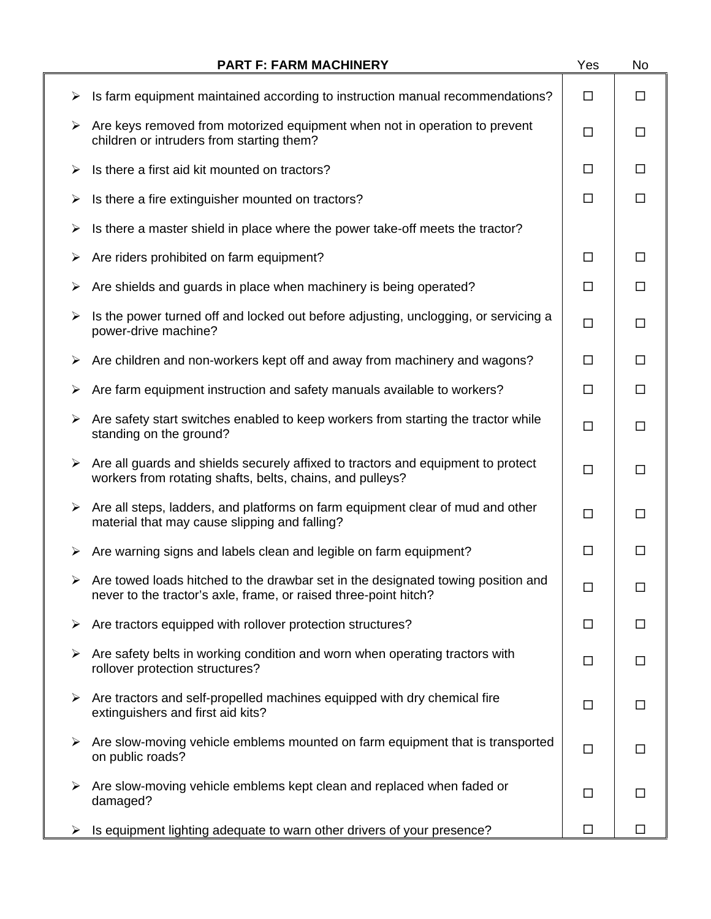| PART F: FARM MACHINERY | Yes | No |
|---|---|---|
| ➢ Is farm equipment maintained according to instruction manual recommendations? | ☐ | ☐ |
| ➢ Are keys removed from motorized equipment when not in operation to prevent children or intruders from starting them? | ☐ | ☐ |
| ➢ Is there a first aid kit mounted on tractors? | ☐ | ☐ |
| ➢ Is there a fire extinguisher mounted on tractors? | ☐ | ☐ |
| ➢ Is there a master shield in place where the power take-off meets the tractor? | | |
| ➢ Are riders prohibited on farm equipment? | ☐ | ☐ |
| ➢ Are shields and guards in place when machinery is being operated? | ☐ | ☐ |
| ➢ Is the power turned off and locked out before adjusting, unclogging, or servicing a power-drive machine? | ☐ | ☐ |
| ➢ Are children and non-workers kept off and away from machinery and wagons? | ☐ | ☐ |
| ➢ Are farm equipment instruction and safety manuals available to workers? | ☐ | ☐ |
| ➢ Are safety start switches enabled to keep workers from starting the tractor while standing on the ground? | ☐ | ☐ |
| ➢ Are all guards and shields securely affixed to tractors and equipment to protect workers from rotating shafts, belts, chains, and pulleys? | ☐ | ☐ |
| ➢ Are all steps, ladders, and platforms on farm equipment clear of mud and other material that may cause slipping and falling? | ☐ | ☐ |
| ➢ Are warning signs and labels clean and legible on farm equipment? | ☐ | ☐ |
| ➢ Are towed loads hitched to the drawbar set in the designated towing position and never to the tractor's axle, frame, or raised three-point hitch? | ☐ | ☐ |
| ➢ Are tractors equipped with rollover protection structures? | ☐ | ☐ |
| ➢ Are safety belts in working condition and worn when operating tractors with rollover protection structures? | ☐ | ☐ |
| ➢ Are tractors and self-propelled machines equipped with dry chemical fire extinguishers and first aid kits? | ☐ | ☐ |
| ➢ Are slow-moving vehicle emblems mounted on farm equipment that is transported on public roads? | ☐ | ☐ |
| ➢ Are slow-moving vehicle emblems kept clean and replaced when faded or damaged? | ☐ | ☐ |
| ➢ Is equipment lighting adequate to warn other drivers of your presence? | ☐ | ☐ |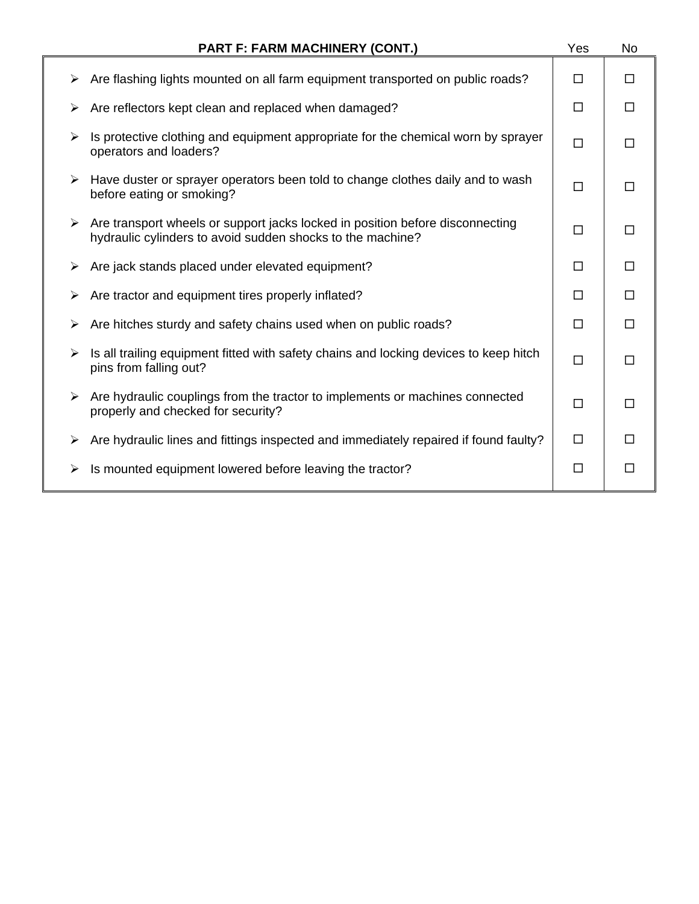| PART F: FARM MACHINERY (CONT.) | Yes | No |
|---|---|---|
| ➢ Are flashing lights mounted on all farm equipment transported on public roads? | ☐ | ☐ |
| ➢ Are reflectors kept clean and replaced when damaged? | ☐ | ☐ |
| ➢ Is protective clothing and equipment appropriate for the chemical worn by sprayer operators and loaders? | ☐ | ☐ |
| ➢ Have duster or sprayer operators been told to change clothes daily and to wash before eating or smoking? | ☐ | ☐ |
| ➢ Are transport wheels or support jacks locked in position before disconnecting hydraulic cylinders to avoid sudden shocks to the machine? | ☐ | ☐ |
| ➢ Are jack stands placed under elevated equipment? | ☐ | ☐ |
| ➢ Are tractor and equipment tires properly inflated? | ☐ | ☐ |
| ➢ Are hitches sturdy and safety chains used when on public roads? | ☐ | ☐ |
| ➢ Is all trailing equipment fitted with safety chains and locking devices to keep hitch pins from falling out? | ☐ | ☐ |
| ➢ Are hydraulic couplings from the tractor to implements or machines connected properly and checked for security? | ☐ | ☐ |
| ➢ Are hydraulic lines and fittings inspected and immediately repaired if found faulty? | ☐ | ☐ |
| ➢ Is mounted equipment lowered before leaving the tractor? | ☐ | ☐ |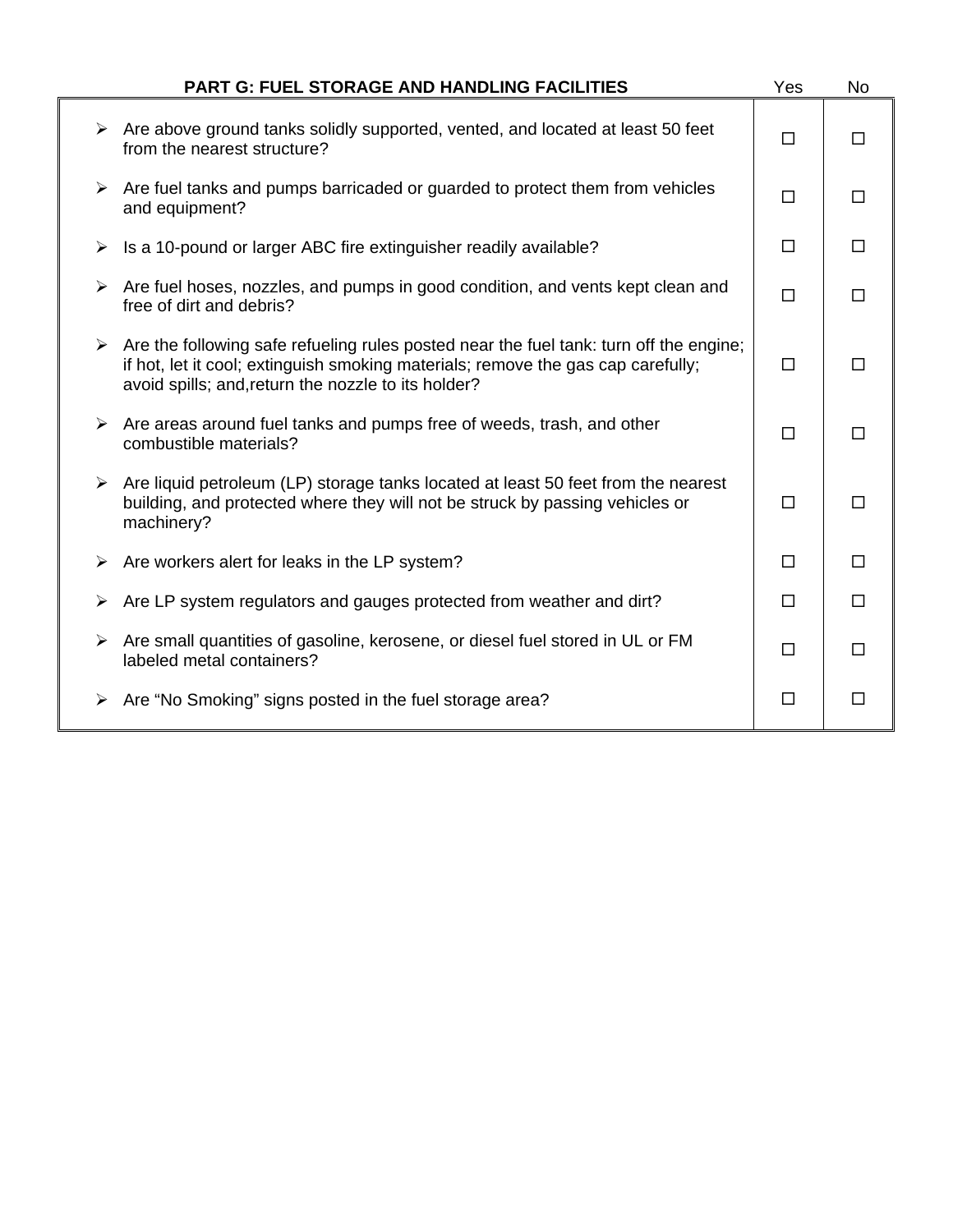| PART G: FUEL STORAGE AND HANDLING FACILITIES | Yes | No |
|---|---|---|
| ➢ Are above ground tanks solidly supported, vented, and located at least 50 feet from the nearest structure? | ☐ | ☐ |
| ➢ Are fuel tanks and pumps barricaded or guarded to protect them from vehicles and equipment? | ☐ | ☐ |
| ➢ Is a 10-pound or larger ABC fire extinguisher readily available? | ☐ | ☐ |
| ➢ Are fuel hoses, nozzles, and pumps in good condition, and vents kept clean and free of dirt and debris? | ☐ | ☐ |
| ➢ Are the following safe refueling rules posted near the fuel tank: turn off the engine; if hot, let it cool; extinguish smoking materials; remove the gas cap carefully; avoid spills; and,return the nozzle to its holder? | ☐ | ☐ |
| ➢ Are areas around fuel tanks and pumps free of weeds, trash, and other combustible materials? | ☐ | ☐ |
| ➢ Are liquid petroleum (LP) storage tanks located at least 50 feet from the nearest building, and protected where they will not be struck by passing vehicles or machinery? | ☐ | ☐ |
| ➢ Are workers alert for leaks in the LP system? | ☐ | ☐ |
| ➢ Are LP system regulators and gauges protected from weather and dirt? | ☐ | ☐ |
| ➢ Are small quantities of gasoline, kerosene, or diesel fuel stored in UL or FM labeled metal containers? | ☐ | ☐ |
| ➢ Are "No Smoking" signs posted in the fuel storage area? | ☐ | ☐ |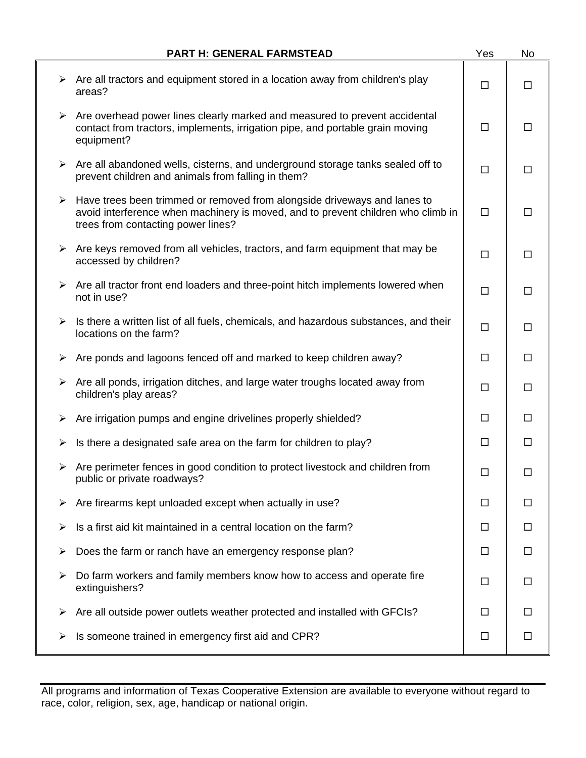| PART H: GENERAL FARMSTEAD | Yes | No |
|---|---|---|
| ➢ Are all tractors and equipment stored in a location away from children's play areas? | ☐ | ☐ |
| ➢ Are overhead power lines clearly marked and measured to prevent accidental contact from tractors, implements, irrigation pipe, and portable grain moving equipment? | ☐ | ☐ |
| ➢ Are all abandoned wells, cisterns, and underground storage tanks sealed off to prevent children and animals from falling in them? | ☐ | ☐ |
| ➢ Have trees been trimmed or removed from alongside driveways and lanes to avoid interference when machinery is moved, and to prevent children who climb in trees from contacting power lines? | ☐ | ☐ |
| ➢ Are keys removed from all vehicles, tractors, and farm equipment that may be accessed by children? | ☐ | ☐ |
| ➢ Are all tractor front end loaders and three-point hitch implements lowered when not in use? | ☐ | ☐ |
| ➢ Is there a written list of all fuels, chemicals, and hazardous substances, and their locations on the farm? | ☐ | ☐ |
| ➢ Are ponds and lagoons fenced off and marked to keep children away? | ☐ | ☐ |
| ➢ Are all ponds, irrigation ditches, and large water troughs located away from children's play areas? | ☐ | ☐ |
| ➢ Are irrigation pumps and engine drivelines properly shielded? | ☐ | ☐ |
| ➢ Is there a designated safe area on the farm for children to play? | ☐ | ☐ |
| ➢ Are perimeter fences in good condition to protect livestock and children from public or private roadways? | ☐ | ☐ |
| ➢ Are firearms kept unloaded except when actually in use? | ☐ | ☐ |
| ➢ Is a first aid kit maintained in a central location on the farm? | ☐ | ☐ |
| ➢ Does the farm or ranch have an emergency response plan? | ☐ | ☐ |
| ➢ Do farm workers and family members know how to access and operate fire extinguishers? | ☐ | ☐ |
| ➢ Are all outside power outlets weather protected and installed with GFCIs? | ☐ | ☐ |
| ➢ Is someone trained in emergency first aid and CPR? | ☐ | ☐ |

All programs and information of Texas Cooperative Extension are available to everyone without regard to race, color, religion, sex, age, handicap or national origin.